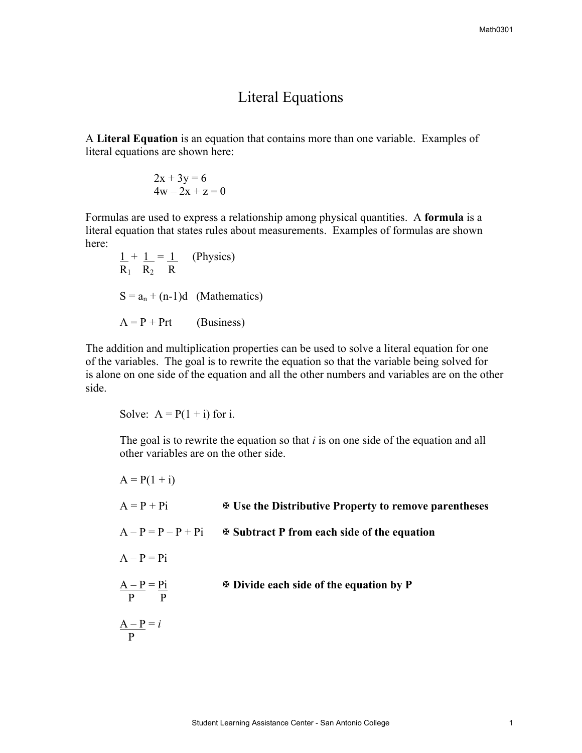# Literal Equations

A **Literal Equation** is an equation that contains more than one variable. Examples of literal equations are shown here:

$$2x + 3y = 6$$
$$4w - 2x + z = 0$$

Formulas are used to express a relationship among physical quantities. A **formula** is a literal equation that states rules about measurements. Examples of formulas are shown here:

$$\frac{1}{R_1} + \frac{1}{R_2} = \frac{1}{R} \quad \text{(Physics)}$$

$$S = a_n + (n-1)d \quad \text{(Mathematics)}$$

$$A = P + Prt \quad \text{(Business)}$$

The addition and multiplication properties can be used to solve a literal equation for one of the variables. The goal is to rewrite the equation so that the variable being solved for is alone on one side of the equation and all the other numbers and variables are on the other side.

Solve: $A = P(1 + i)$ for i.

The goal is to rewrite the equation so that *i* is on one side of the equation and all other variables are on the other side.

$A = P(1 + i)$

$A = P + Pi$ &nbsp;&nbsp; **Use the Distributive Property to remove parentheses**

$A - P = P - P + Pi$ &nbsp;&nbsp; **Subtract P from each side of the equation**

$A - P = Pi$

$\frac{A - P}{P} = \frac{Pi}{P}$ &nbsp;&nbsp; **Divide each side of the equation by P**

$\frac{A - P}{P} = i$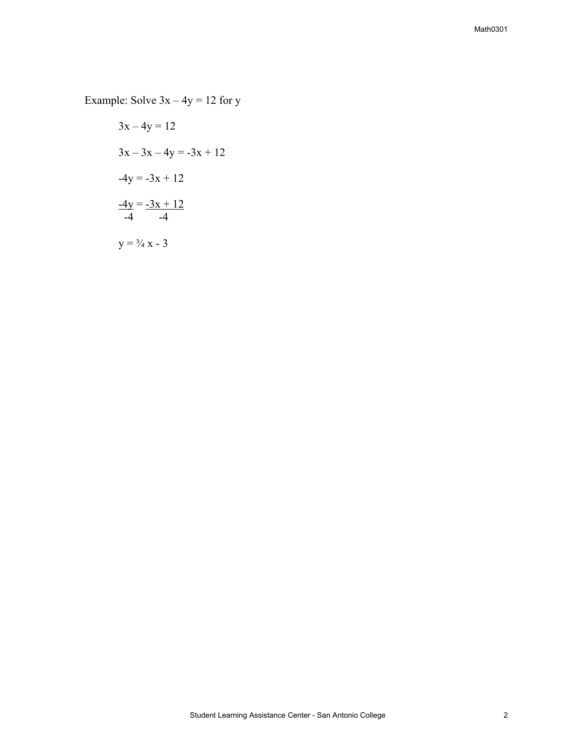Example: Solve $3x - 4y = 12$ for y

$$3x - 4y = 12$$

$$3x - 3x - 4y = -3x + 12$$

$$-4y = -3x + 12$$

$$\frac{-4y}{-4} = \frac{-3x + 12}{-4}$$

$$y = \frac{3}{4}x - 3$$